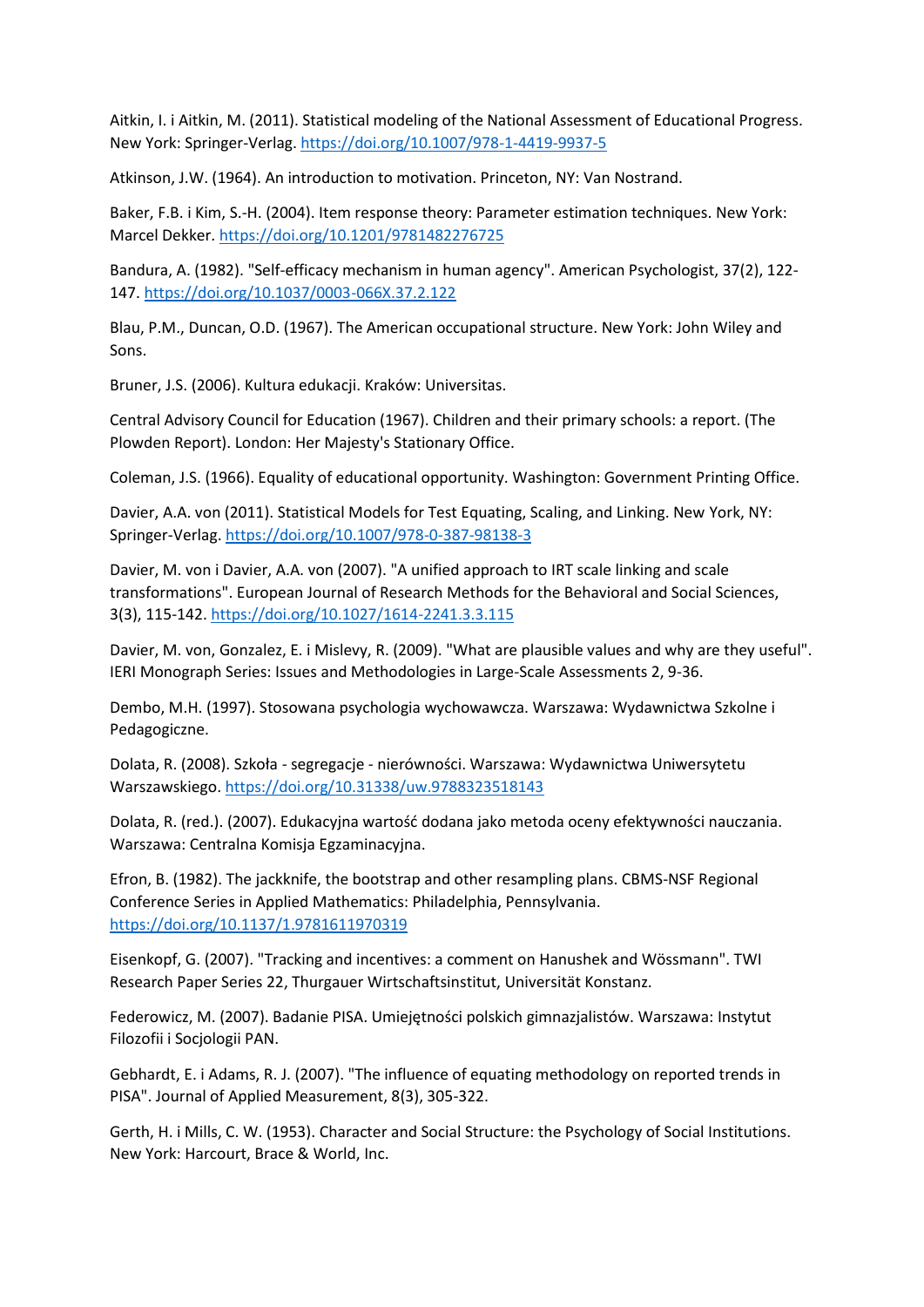Aitkin, I. i Aitkin, M. (2011). Statistical modeling of the National Assessment of Educational Progress. New York: Springer-Verlag. https://doi.org/10.1007/978-1-4419-9937-5

Atkinson, J.W. (1964). An introduction to motivation. Princeton, NY: Van Nostrand.

Baker, F.B. i Kim, S.-H. (2004). Item response theory: Parameter estimation techniques. New York: Marcel Dekker. https://doi.org/10.1201/9781482276725

Bandura, A. (1982). "Self-efficacy mechanism in human agency". American Psychologist, 37(2), 122-147. https://doi.org/10.1037/0003-066X.37.2.122

Blau, P.M., Duncan, O.D. (1967). The American occupational structure. New York: John Wiley and Sons.

Bruner, J.S. (2006). Kultura edukacji. Kraków: Universitas.

Central Advisory Council for Education (1967). Children and their primary schools: a report. (The Plowden Report). London: Her Majesty's Stationary Office.

Coleman, J.S. (1966). Equality of educational opportunity. Washington: Government Printing Office.

Davier, A.A. von (2011). Statistical Models for Test Equating, Scaling, and Linking. New York, NY: Springer-Verlag. https://doi.org/10.1007/978-0-387-98138-3

Davier, M. von i Davier, A.A. von (2007). "A unified approach to IRT scale linking and scale transformations". European Journal of Research Methods for the Behavioral and Social Sciences, 3(3), 115-142. https://doi.org/10.1027/1614-2241.3.3.115

Davier, M. von, Gonzalez, E. i Mislevy, R. (2009). "What are plausible values and why are they useful". IERI Monograph Series: Issues and Methodologies in Large-Scale Assessments 2, 9-36.

Dembo, M.H. (1997). Stosowana psychologia wychowawcza. Warszawa: Wydawnictwa Szkolne i Pedagogiczne.

Dolata, R. (2008). Szkoła - segregacje - nierówności. Warszawa: Wydawnictwa Uniwersytetu Warszawskiego. https://doi.org/10.31338/uw.9788323518143

Dolata, R. (red.). (2007). Edukacyjna wartość dodana jako metoda oceny efektywności nauczania. Warszawa: Centralna Komisja Egzaminacyjna.

Efron, B. (1982). The jackknife, the bootstrap and other resampling plans. CBMS-NSF Regional Conference Series in Applied Mathematics: Philadelphia, Pennsylvania. https://doi.org/10.1137/1.9781611970319

Eisenkopf, G. (2007). "Tracking and incentives: a comment on Hanushek and Wössmann". TWI Research Paper Series 22, Thurgauer Wirtschaftsinstitut, Universität Konstanz.

Federowicz, M. (2007). Badanie PISA. Umiejętności polskich gimnazjalistów. Warszawa: Instytut Filozofii i Socjologii PAN.

Gebhardt, E. i Adams, R. J. (2007). "The influence of equating methodology on reported trends in PISA". Journal of Applied Measurement, 8(3), 305-322.

Gerth, H. i Mills, C. W. (1953). Character and Social Structure: the Psychology of Social Institutions. New York: Harcourt, Brace & World, Inc.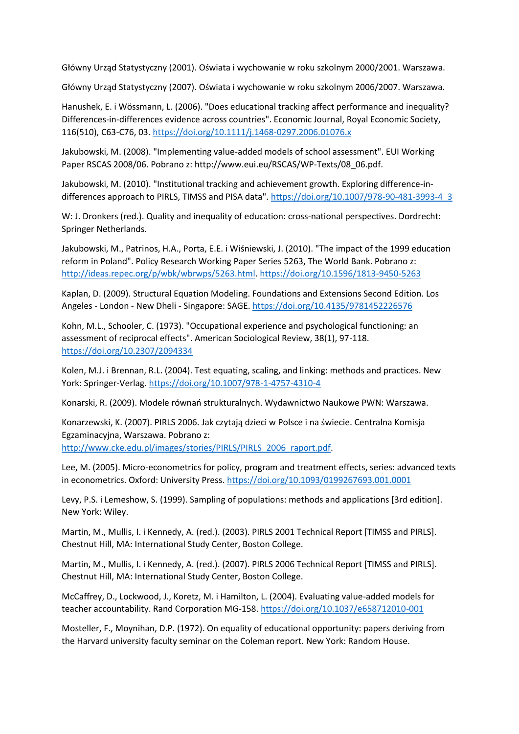Główny Urząd Statystyczny (2001). Oświata i wychowanie w roku szkolnym 2000/2001. Warszawa.

Główny Urząd Statystyczny (2007). Oświata i wychowanie w roku szkolnym 2006/2007. Warszawa.

Hanushek, E. i Wössmann, L. (2006). "Does educational tracking affect performance and inequality? Differences-in-differences evidence across countries". Economic Journal, Royal Economic Society, 116(510), C63-C76, 03. https://doi.org/10.1111/j.1468-0297.2006.01076.x

Jakubowski, M. (2008). "Implementing value-added models of school assessment". EUI Working Paper RSCAS 2008/06. Pobrano z: http://www.eui.eu/RSCAS/WP-Texts/08_06.pdf.

Jakubowski, M. (2010). "Institutional tracking and achievement growth. Exploring difference-in-differences approach to PIRLS, TIMSS and PISA data". https://doi.org/10.1007/978-90-481-3993-4_3

W: J. Dronkers (red.). Quality and inequality of education: cross-national perspectives. Dordrecht: Springer Netherlands.

Jakubowski, M., Patrinos, H.A., Porta, E.E. i Wiśniewski, J. (2010). "The impact of the 1999 education reform in Poland". Policy Research Working Paper Series 5263, The World Bank. Pobrano z: http://ideas.repec.org/p/wbk/wbrwps/5263.html. https://doi.org/10.1596/1813-9450-5263

Kaplan, D. (2009). Structural Equation Modeling. Foundations and Extensions Second Edition. Los Angeles - London - New Dheli - Singapore: SAGE. https://doi.org/10.4135/9781452226576

Kohn, M.L., Schooler, C. (1973). "Occupational experience and psychological functioning: an assessment of reciprocal effects". American Sociological Review, 38(1), 97-118. https://doi.org/10.2307/2094334

Kolen, M.J. i Brennan, R.L. (2004). Test equating, scaling, and linking: methods and practices. New York: Springer-Verlag. https://doi.org/10.1007/978-1-4757-4310-4

Konarski, R. (2009). Modele równań strukturalnych. Wydawnictwo Naukowe PWN: Warszawa.

Konarzewski, K. (2007). PIRLS 2006. Jak czytają dzieci w Polsce i na świecie. Centralna Komisja Egzaminacyjna, Warszawa. Pobrano z: http://www.cke.edu.pl/images/stories/PIRLS/PIRLS_2006_raport.pdf.

Lee, M. (2005). Micro-econometrics for policy, program and treatment effects, series: advanced texts in econometrics. Oxford: University Press. https://doi.org/10.1093/0199267693.001.0001

Levy, P.S. i Lemeshow, S. (1999). Sampling of populations: methods and applications [3rd edition]. New York: Wiley.

Martin, M., Mullis, I. i Kennedy, A. (red.). (2003). PIRLS 2001 Technical Report [TIMSS and PIRLS]. Chestnut Hill, MA: International Study Center, Boston College.

Martin, M., Mullis, I. i Kennedy, A. (red.). (2007). PIRLS 2006 Technical Report [TIMSS and PIRLS]. Chestnut Hill, MA: International Study Center, Boston College.

McCaffrey, D., Lockwood, J., Koretz, M. i Hamilton, L. (2004). Evaluating value-added models for teacher accountability. Rand Corporation MG-158. https://doi.org/10.1037/e658712010-001

Mosteller, F., Moynihan, D.P. (1972). On equality of educational opportunity: papers deriving from the Harvard university faculty seminar on the Coleman report. New York: Random House.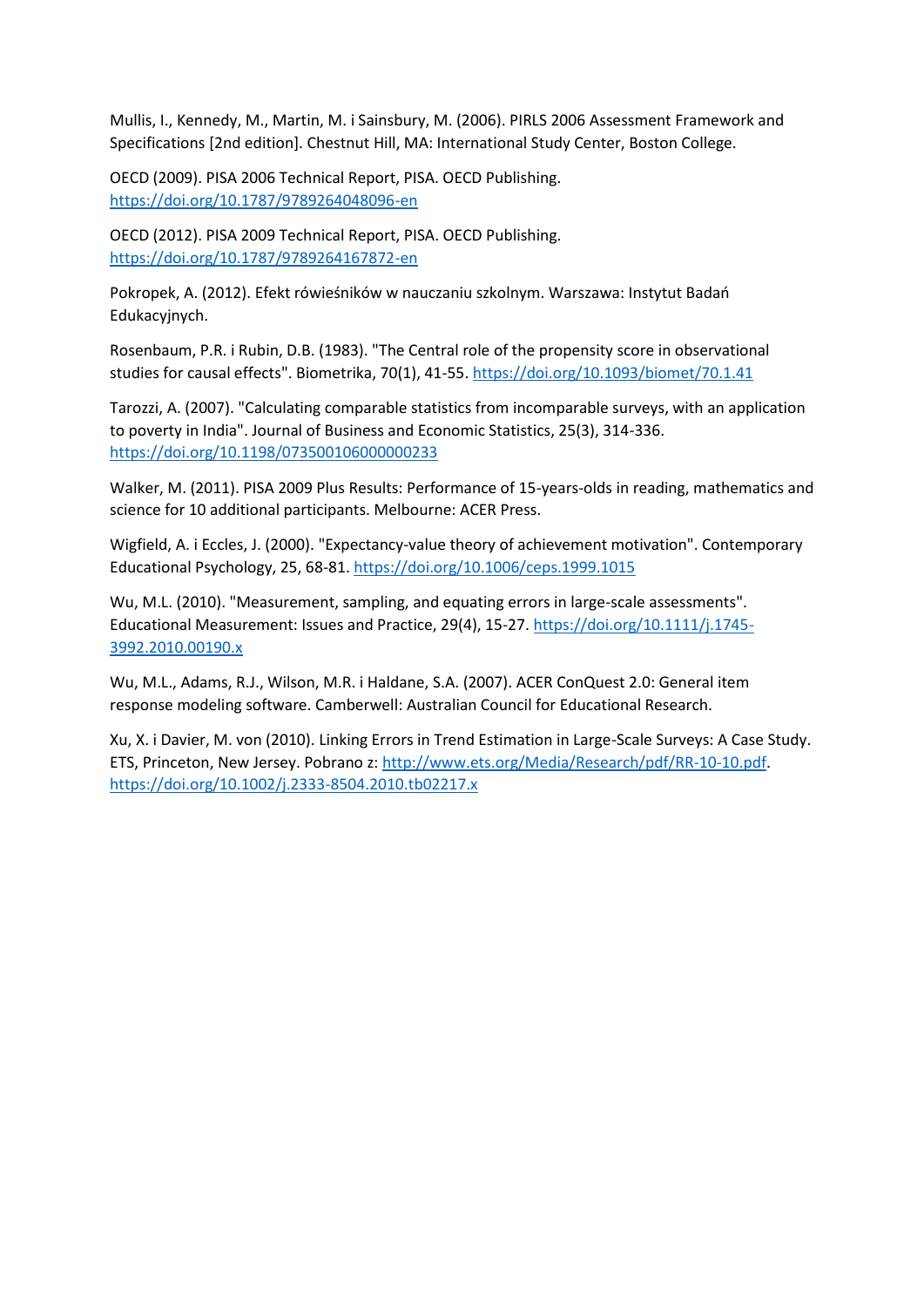Mullis, I., Kennedy, M., Martin, M. i Sainsbury, M. (2006). PIRLS 2006 Assessment Framework and Specifications [2nd edition]. Chestnut Hill, MA: International Study Center, Boston College.

OECD (2009). PISA 2006 Technical Report, PISA. OECD Publishing. https://doi.org/10.1787/9789264048096-en

OECD (2012). PISA 2009 Technical Report, PISA. OECD Publishing. https://doi.org/10.1787/9789264167872-en

Pokropek, A. (2012). Efekt rówieśników w nauczaniu szkolnym. Warszawa: Instytut Badań Edukacyjnych.

Rosenbaum, P.R. i Rubin, D.B. (1983). "The Central role of the propensity score in observational studies for causal effects". Biometrika, 70(1), 41-55. https://doi.org/10.1093/biomet/70.1.41

Tarozzi, A. (2007). "Calculating comparable statistics from incomparable surveys, with an application to poverty in India". Journal of Business and Economic Statistics, 25(3), 314-336. https://doi.org/10.1198/073500106000000233

Walker, M. (2011). PISA 2009 Plus Results: Performance of 15-years-olds in reading, mathematics and science for 10 additional participants. Melbourne: ACER Press.

Wigfield, A. i Eccles, J. (2000). "Expectancy-value theory of achievement motivation". Contemporary Educational Psychology, 25, 68-81. https://doi.org/10.1006/ceps.1999.1015

Wu, M.L. (2010). "Measurement, sampling, and equating errors in large-scale assessments". Educational Measurement: Issues and Practice, 29(4), 15-27. https://doi.org/10.1111/j.1745-3992.2010.00190.x

Wu, M.L., Adams, R.J., Wilson, M.R. i Haldane, S.A. (2007). ACER ConQuest 2.0: General item response modeling software. Camberwell: Australian Council for Educational Research.

Xu, X. i Davier, M. von (2010). Linking Errors in Trend Estimation in Large-Scale Surveys: A Case Study. ETS, Princeton, New Jersey. Pobrano z: http://www.ets.org/Media/Research/pdf/RR-10-10.pdf. https://doi.org/10.1002/j.2333-8504.2010.tb02217.x